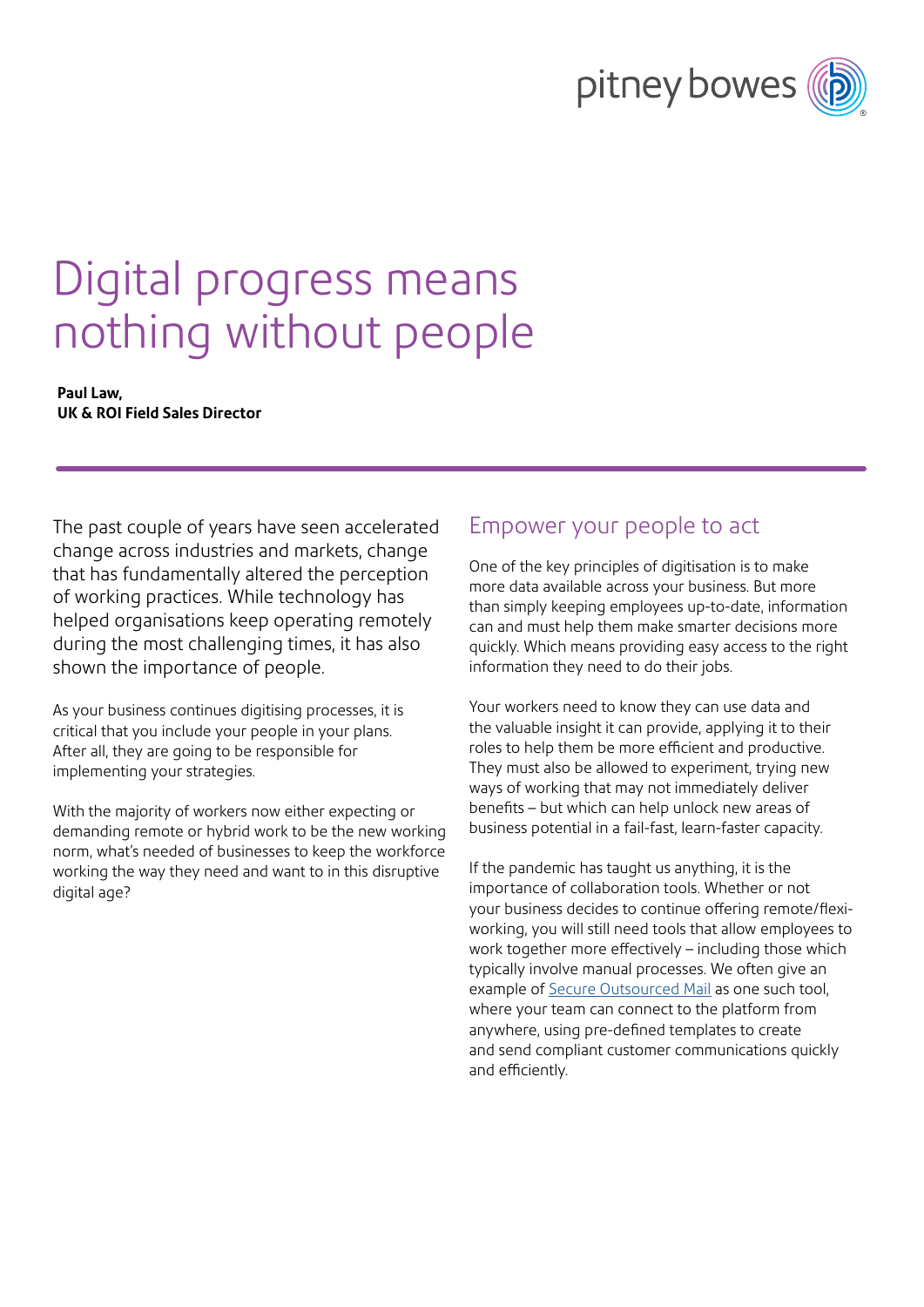# Digital progress means nothing without people

**Paul Law,**
**UK & ROI Field Sales Director**

The past couple of years have seen accelerated change across industries and markets, change that has fundamentally altered the perception of working practices. While technology has helped organisations keep operating remotely during the most challenging times, it has also shown the importance of people.

As your business continues digitising processes, it is critical that you include your people in your plans. After all, they are going to be responsible for implementing your strategies.

With the majority of workers now either expecting or demanding remote or hybrid work to be the new working norm, what's needed of businesses to keep the workforce working the way they need and want to in this disruptive digital age?

## Empower your people to act

One of the key principles of digitisation is to make more data available across your business. But more than simply keeping employees up-to-date, information can and must help them make smarter decisions more quickly. Which means providing easy access to the right information they need to do their jobs.

Your workers need to know they can use data and the valuable insight it can provide, applying it to their roles to help them be more efficient and productive. They must also be allowed to experiment, trying new ways of working that may not immediately deliver benefits – but which can help unlock new areas of business potential in a fail-fast, learn-faster capacity.

If the pandemic has taught us anything, it is the importance of collaboration tools. Whether or not your business decides to continue offering remote/flexi-working, you will still need tools that allow employees to work together more effectively – including those which typically involve manual processes. We often give an example of Secure Outsourced Mail as one such tool, where your team can connect to the platform from anywhere, using pre-defined templates to create and send compliant customer communications quickly and efficiently.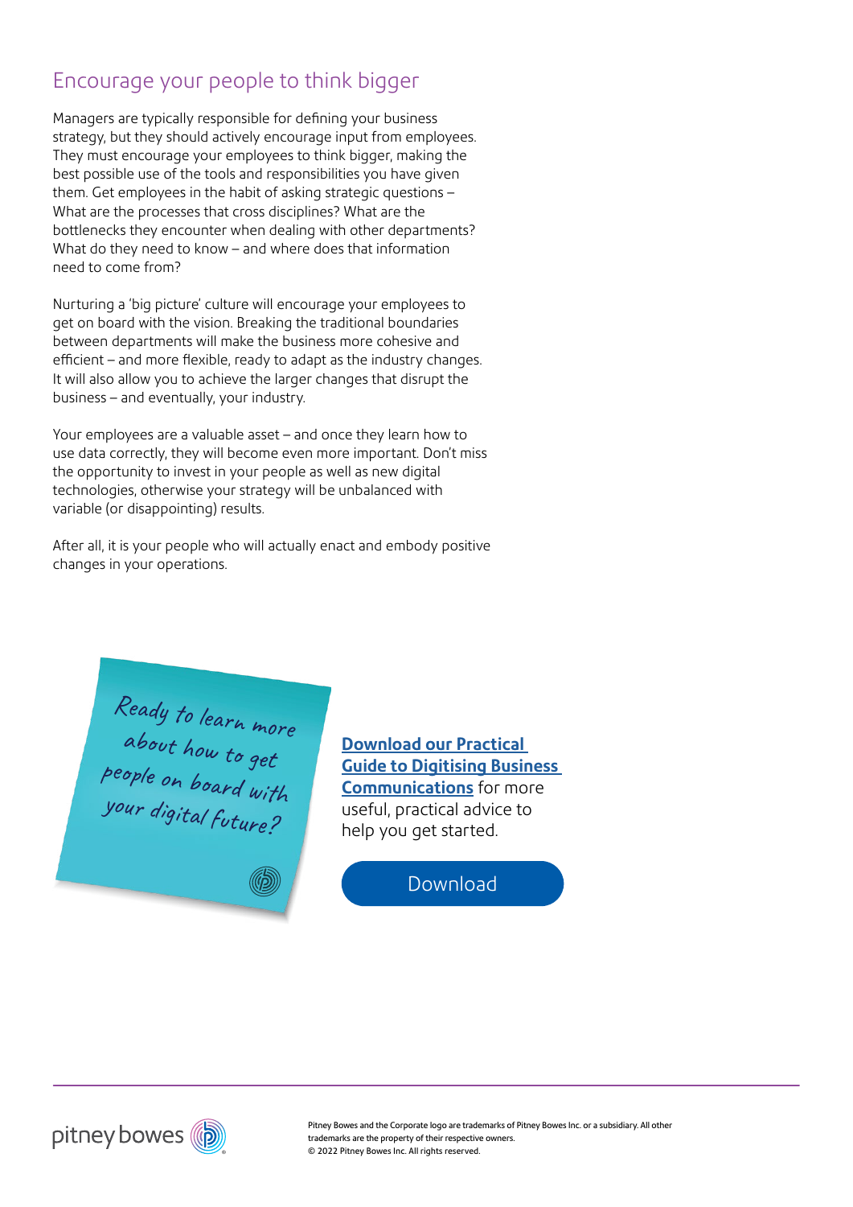## Encourage your people to think bigger

Managers are typically responsible for defining your business strategy, but they should actively encourage input from employees. They must encourage your employees to think bigger, making the best possible use of the tools and responsibilities you have given them. Get employees in the habit of asking strategic questions – What are the processes that cross disciplines? What are the bottlenecks they encounter when dealing with other departments? What do they need to know – and where does that information need to come from?

Nurturing a 'big picture' culture will encourage your employees to get on board with the vision. Breaking the traditional boundaries between departments will make the business more cohesive and efficient – and more flexible, ready to adapt as the industry changes. It will also allow you to achieve the larger changes that disrupt the business – and eventually, your industry.

Your employees are a valuable asset – and once they learn how to use data correctly, they will become even more important. Don't miss the opportunity to invest in your people as well as new digital technologies, otherwise your strategy will be unbalanced with variable (or disappointing) results.

After all, it is your people who will actually enact and embody positive changes in your operations.

Ready to learn more about how to get people on board with your digital future?

**Download our Practical Guide to Digitising Business Communications** for more useful, practical advice to help you get started.

Download

Pitney Bowes and the Corporate logo are trademarks of Pitney Bowes Inc. or a subsidiary. All other trademarks are the property of their respective owners.
© 2022 Pitney Bowes Inc. All rights reserved.